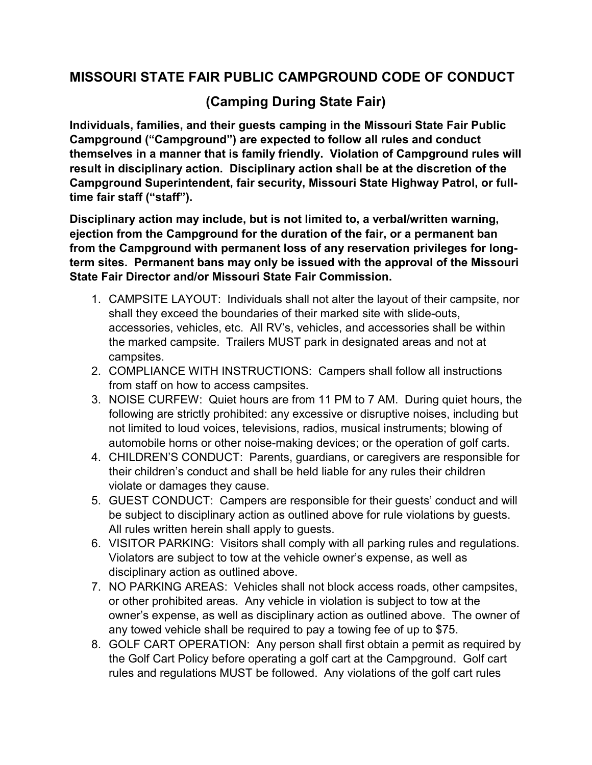# MISSOURI STATE FAIR PUBLIC CAMPGROUND CODE OF CONDUCT

## (Camping During State Fair)

**Individuals, families, and their guests camping in the Missouri State Fair Public Campground ("Campground") are expected to follow all rules and conduct themselves in a manner that is family friendly. Violation of Campground rules will result in disciplinary action. Disciplinary action shall be at the discretion of the Campground Superintendent, fair security, Missouri State Highway Patrol, or full-time fair staff ("staff").**

**Disciplinary action may include, but is not limited to, a verbal/written warning, ejection from the Campground for the duration of the fair, or a permanent ban from the Campground with permanent loss of any reservation privileges for long-term sites. Permanent bans may only be issued with the approval of the Missouri State Fair Director and/or Missouri State Fair Commission.**

1. CAMPSITE LAYOUT: Individuals shall not alter the layout of their campsite, nor shall they exceed the boundaries of their marked site with slide-outs, accessories, vehicles, etc. All RV's, vehicles, and accessories shall be within the marked campsite. Trailers MUST park in designated areas and not at campsites.
2. COMPLIANCE WITH INSTRUCTIONS: Campers shall follow all instructions from staff on how to access campsites.
3. NOISE CURFEW: Quiet hours are from 11 PM to 7 AM. During quiet hours, the following are strictly prohibited: any excessive or disruptive noises, including but not limited to loud voices, televisions, radios, musical instruments; blowing of automobile horns or other noise-making devices; or the operation of golf carts.
4. CHILDREN'S CONDUCT: Parents, guardians, or caregivers are responsible for their children's conduct and shall be held liable for any rules their children violate or damages they cause.
5. GUEST CONDUCT: Campers are responsible for their guests' conduct and will be subject to disciplinary action as outlined above for rule violations by guests. All rules written herein shall apply to guests.
6. VISITOR PARKING: Visitors shall comply with all parking rules and regulations. Violators are subject to tow at the vehicle owner's expense, as well as disciplinary action as outlined above.
7. NO PARKING AREAS: Vehicles shall not block access roads, other campsites, or other prohibited areas. Any vehicle in violation is subject to tow at the owner's expense, as well as disciplinary action as outlined above. The owner of any towed vehicle shall be required to pay a towing fee of up to $75.
8. GOLF CART OPERATION: Any person shall first obtain a permit as required by the Golf Cart Policy before operating a golf cart at the Campground. Golf cart rules and regulations MUST be followed. Any violations of the golf cart rules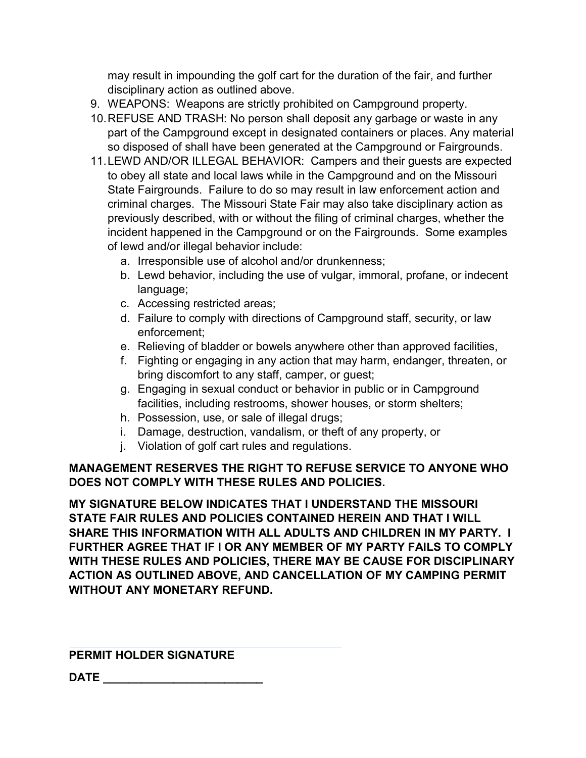may result in impounding the golf cart for the duration of the fair, and further disciplinary action as outlined above.

9. WEAPONS: Weapons are strictly prohibited on Campground property.
10. REFUSE AND TRASH: No person shall deposit any garbage or waste in any part of the Campground except in designated containers or places. Any material so disposed of shall have been generated at the Campground or Fairgrounds.
11. LEWD AND/OR ILLEGAL BEHAVIOR: Campers and their guests are expected to obey all state and local laws while in the Campground and on the Missouri State Fairgrounds. Failure to do so may result in law enforcement action and criminal charges. The Missouri State Fair may also take disciplinary action as previously described, with or without the filing of criminal charges, whether the incident happened in the Campground or on the Fairgrounds. Some examples of lewd and/or illegal behavior include:
    a. Irresponsible use of alcohol and/or drunkenness;
    b. Lewd behavior, including the use of vulgar, immoral, profane, or indecent language;
    c. Accessing restricted areas;
    d. Failure to comply with directions of Campground staff, security, or law enforcement;
    e. Relieving of bladder or bowels anywhere other than approved facilities,
    f. Fighting or engaging in any action that may harm, endanger, threaten, or bring discomfort to any staff, camper, or guest;
    g. Engaging in sexual conduct or behavior in public or in Campground facilities, including restrooms, shower houses, or storm shelters;
    h. Possession, use, or sale of illegal drugs;
    i. Damage, destruction, vandalism, or theft of any property, or
    j. Violation of golf cart rules and regulations.

**MANAGEMENT RESERVES THE RIGHT TO REFUSE SERVICE TO ANYONE WHO DOES NOT COMPLY WITH THESE RULES AND POLICIES.**

**MY SIGNATURE BELOW INDICATES THAT I UNDERSTAND THE MISSOURI STATE FAIR RULES AND POLICIES CONTAINED HEREIN AND THAT I WILL SHARE THIS INFORMATION WITH ALL ADULTS AND CHILDREN IN MY PARTY. I FURTHER AGREE THAT IF I OR ANY MEMBER OF MY PARTY FAILS TO COMPLY WITH THESE RULES AND POLICIES, THERE MAY BE CAUSE FOR DISCIPLINARY ACTION AS OUTLINED ABOVE, AND CANCELLATION OF MY CAMPING PERMIT WITHOUT ANY MONETARY REFUND.**

\_\_\_\_\_\_\_\_\_\_\_\_\_\_\_\_\_\_\_\_\_\_\_\_\_\_\_\_\_\_\_\_\_\_\_\_

**PERMIT HOLDER SIGNATURE**

**DATE** \_\_\_\_\_\_\_\_\_\_\_\_\_\_\_\_\_\_\_\_\_\_\_\_